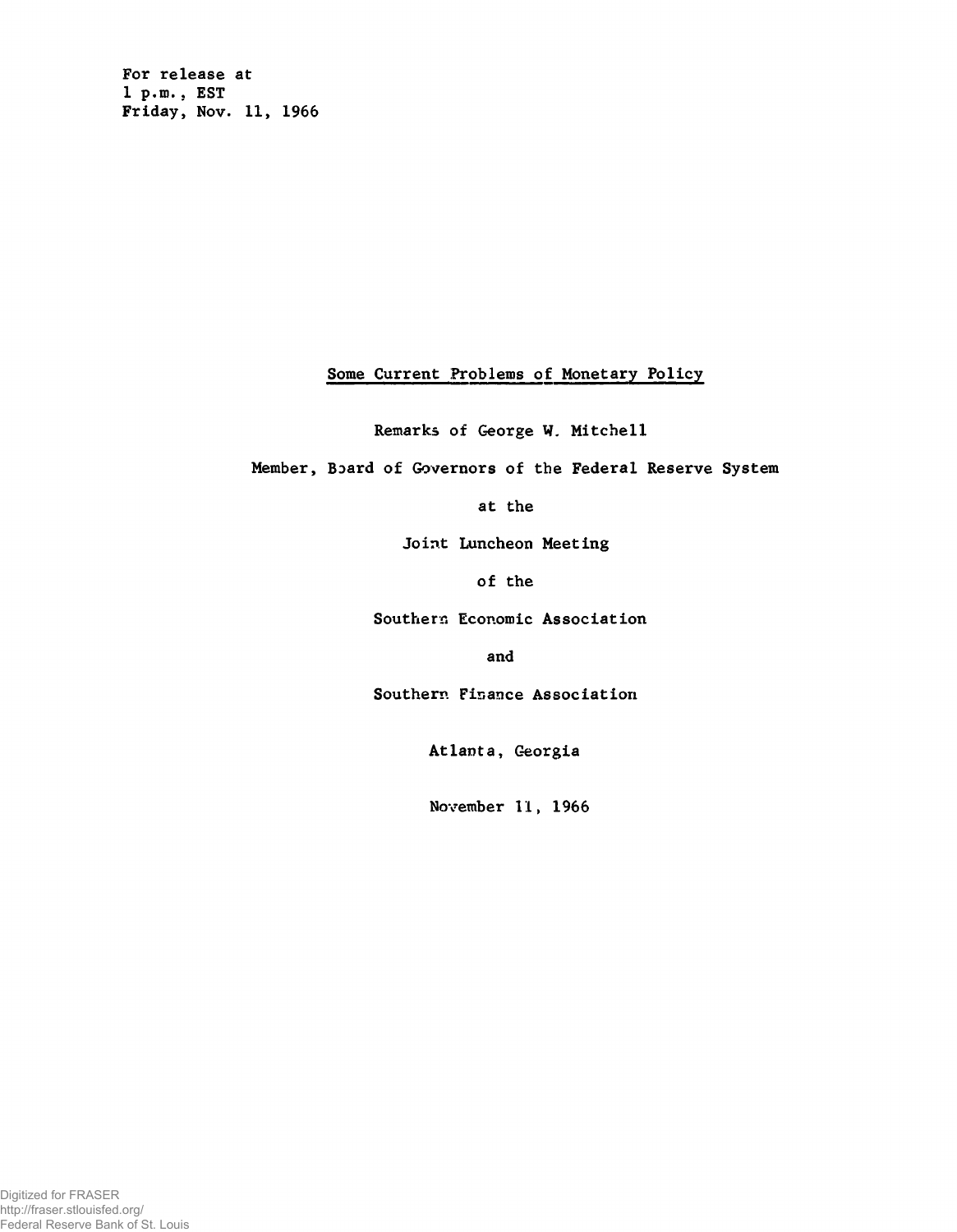For release at
1 p.m., EST
Friday, Nov. 11, 1966

# Some Current Problems of Monetary Policy

Remarks of George W. Mitchell

Member, Board of Governors of the Federal Reserve System

at the

Joint Luncheon Meeting

of the

Southern Economic Association

and

Southern Finance Association

Atlanta, Georgia

November 11, 1966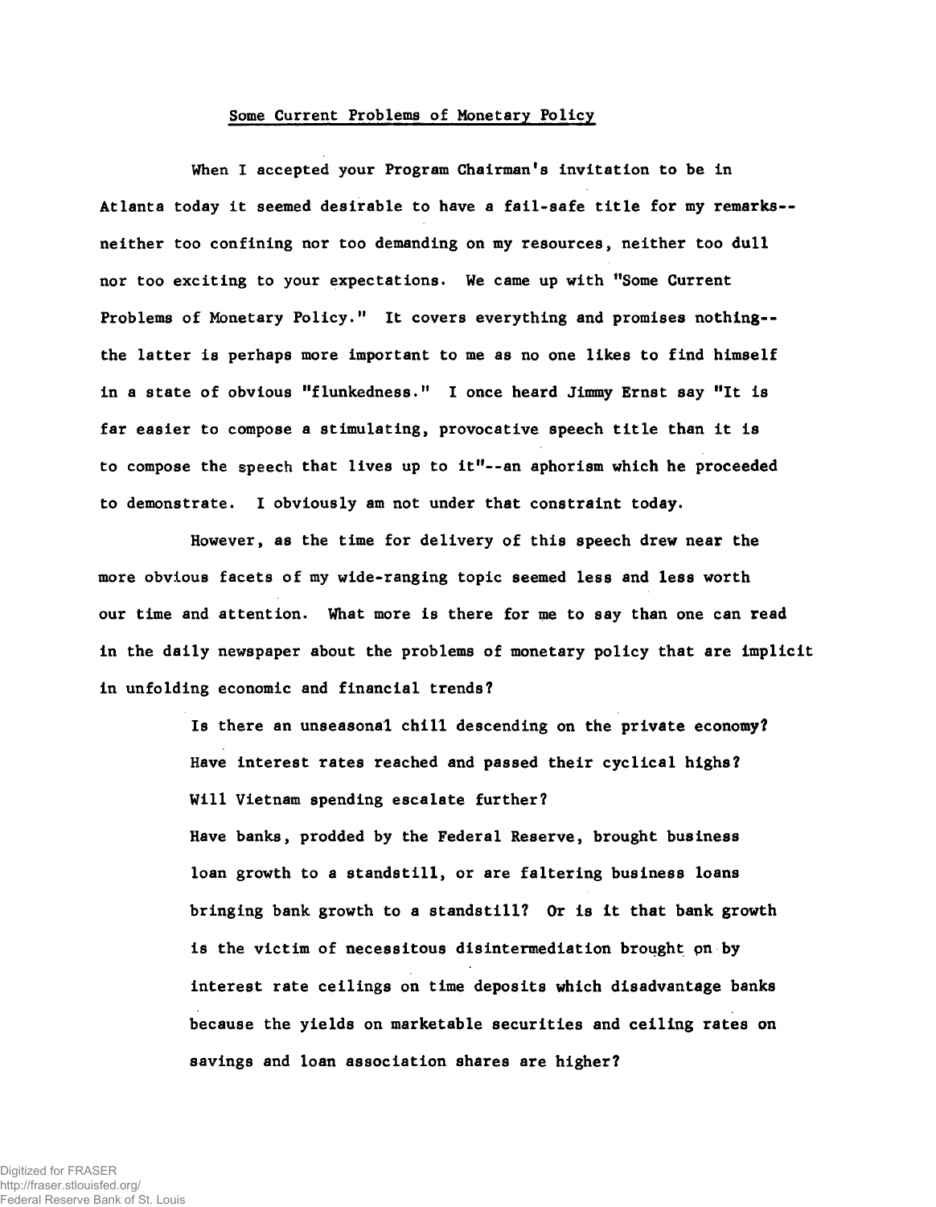## Some Current Problems of Monetary Policy

When I accepted your Program Chairman's invitation to be in Atlanta today it seemed desirable to have a fail-safe title for my remarks--neither too confining nor too demanding on my resources, neither too dull nor too exciting to your expectations. We came up with "Some Current Problems of Monetary Policy." It covers everything and promises nothing--the latter is perhaps more important to me as no one likes to find himself in a state of obvious "flunkedness." I once heard Jimmy Ernst say "It is far easier to compose a stimulating, provocative speech title than it is to compose the speech that lives up to it"--an aphorism which he proceeded to demonstrate. I obviously am not under that constraint today.

However, as the time for delivery of this speech drew near the more obvious facets of my wide-ranging topic seemed less and less worth our time and attention. What more is there for me to say than one can read in the daily newspaper about the problems of monetary policy that are implicit in unfolding economic and financial trends?

> Is there an unseasonal chill descending on the private economy?
> Have interest rates reached and passed their cyclical highs?
> Will Vietnam spending escalate further?
> Have banks, prodded by the Federal Reserve, brought business loan growth to a standstill, or are faltering business loans bringing bank growth to a standstill? Or is it that bank growth is the victim of necessitous disintermediation brought on by interest rate ceilings on time deposits which disadvantage banks because the yields on marketable securities and ceiling rates on savings and loan association shares are higher?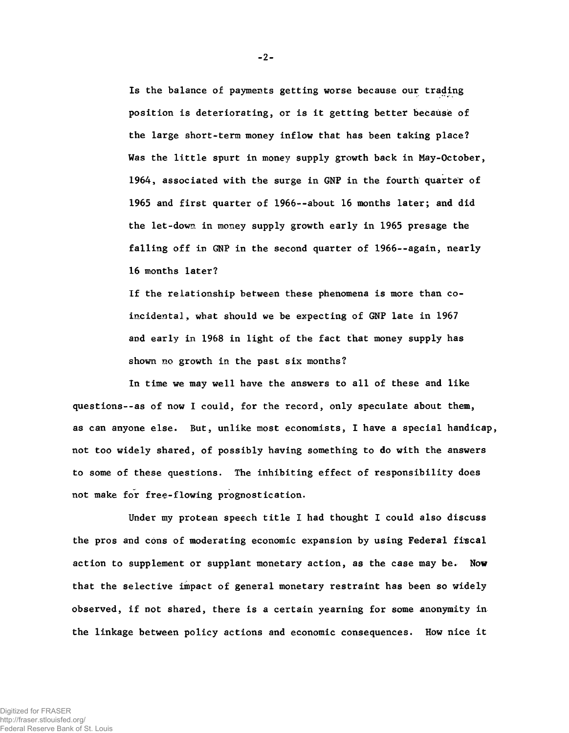Is the balance of payments getting worse because our trading position is deteriorating, or is it getting better because of the large short-term money inflow that has been taking place? Was the little spurt in money supply growth back in May-October, 1964, associated with the surge in GNP in the fourth quarter of 1965 and first quarter of 1966--about 16 months later; and did the let-down in money supply growth early in 1965 presage the falling off in GNP in the second quarter of 1966--again, nearly 16 months later?

If the relationship between these phenomena is more than coincidental, what should we be expecting of GNP late in 1967 and early in 1968 in light of the fact that money supply has shown no growth in the past six months?

In time we may well have the answers to all of these and like questions--as of now I could, for the record, only speculate about them, as can anyone else. But, unlike most economists, I have a special handicap, not too widely shared, of possibly having something to do with the answers to some of these questions. The inhibiting effect of responsibility does not make for free-flowing prognostication.

Under my protean speech title I had thought I could also discuss the pros and cons of moderating economic expansion by using Federal fiscal action to supplement or supplant monetary action, as the case may be. Now that the selective impact of general monetary restraint has been so widely observed, if not shared, there is a certain yearning for some anonymity in the linkage between policy actions and economic consequences. How nice it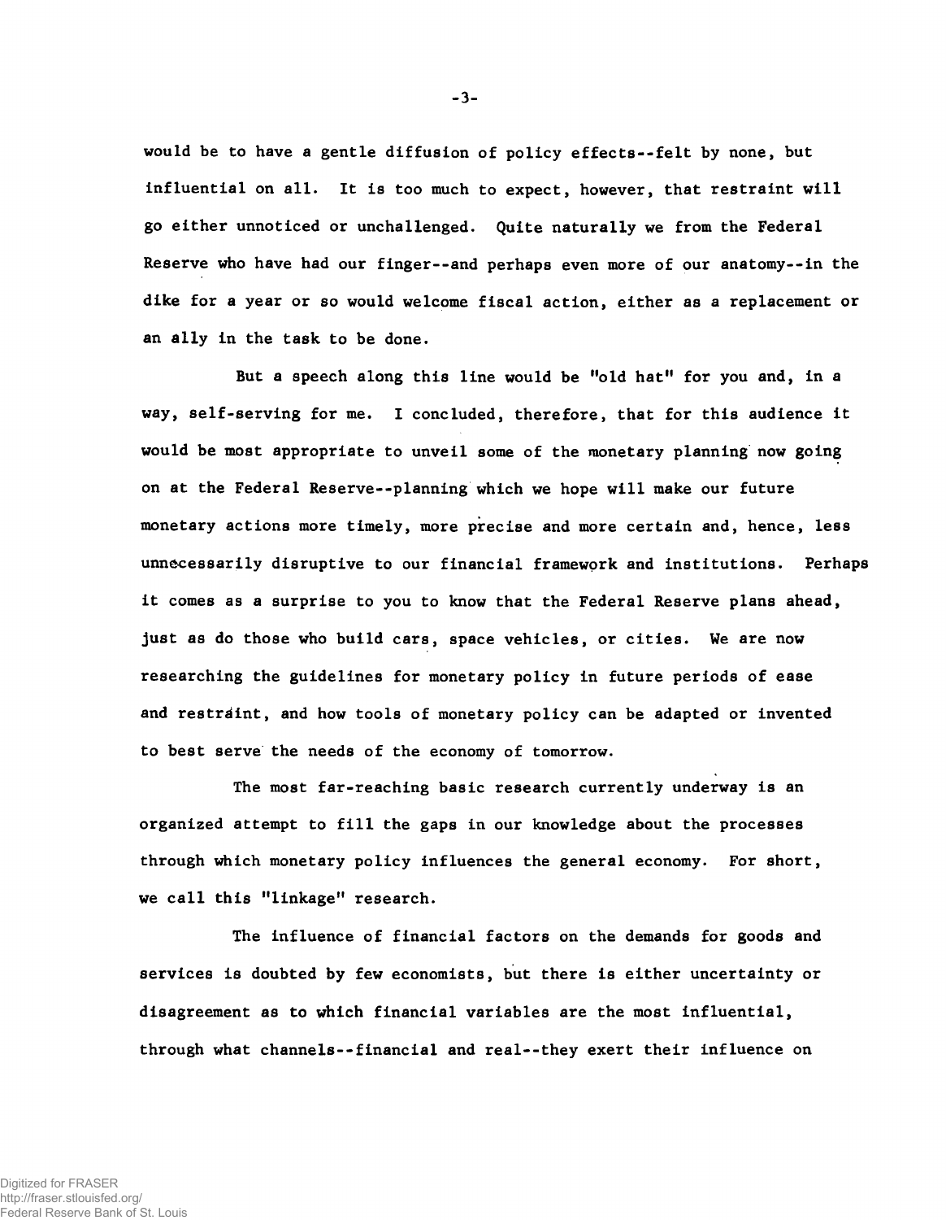would be to have a gentle diffusion of policy effects--felt by none, but influential on all. It is too much to expect, however, that restraint will go either unnoticed or unchallenged. Quite naturally we from the Federal Reserve who have had our finger--and perhaps even more of our anatomy--in the dike for a year or so would welcome fiscal action, either as a replacement or an ally in the task to be done.

But a speech along this line would be "old hat" for you and, in a way, self-serving for me. I concluded, therefore, that for this audience it would be most appropriate to unveil some of the monetary planning now going on at the Federal Reserve--planning which we hope will make our future monetary actions more timely, more precise and more certain and, hence, less unnecessarily disruptive to our financial framework and institutions. Perhaps it comes as a surprise to you to know that the Federal Reserve plans ahead, just as do those who build cars, space vehicles, or cities. We are now researching the guidelines for monetary policy in future periods of ease and restraint, and how tools of monetary policy can be adapted or invented to best serve the needs of the economy of tomorrow.

The most far-reaching basic research currently underway is an organized attempt to fill the gaps in our knowledge about the processes through which monetary policy influences the general economy. For short, we call this "linkage" research.

The influence of financial factors on the demands for goods and services is doubted by few economists, but there is either uncertainty or disagreement as to which financial variables are the most influential, through what channels--financial and real--they exert their influence on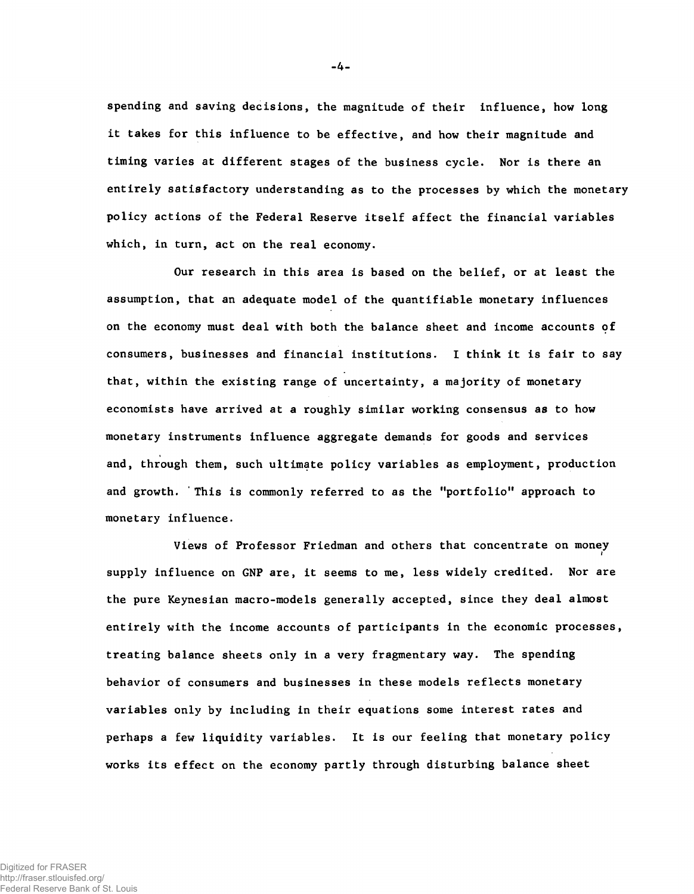spending and saving decisions, the magnitude of their influence, how long it takes for this influence to be effective, and how their magnitude and timing varies at different stages of the business cycle. Nor is there an entirely satisfactory understanding as to the processes by which the monetary policy actions of the Federal Reserve itself affect the financial variables which, in turn, act on the real economy.

Our research in this area is based on the belief, or at least the assumption, that an adequate model of the quantifiable monetary influences on the economy must deal with both the balance sheet and income accounts of consumers, businesses and financial institutions. I think it is fair to say that, within the existing range of uncertainty, a majority of monetary economists have arrived at a roughly similar working consensus as to how monetary instruments influence aggregate demands for goods and services and, through them, such ultimate policy variables as employment, production and growth. This is commonly referred to as the "portfolio" approach to monetary influence.

Views of Professor Friedman and others that concentrate on money supply influence on GNP are, it seems to me, less widely credited. Nor are the pure Keynesian macro-models generally accepted, since they deal almost entirely with the income accounts of participants in the economic processes, treating balance sheets only in a very fragmentary way. The spending behavior of consumers and businesses in these models reflects monetary variables only by including in their equations some interest rates and perhaps a few liquidity variables. It is our feeling that monetary policy works its effect on the economy partly through disturbing balance sheet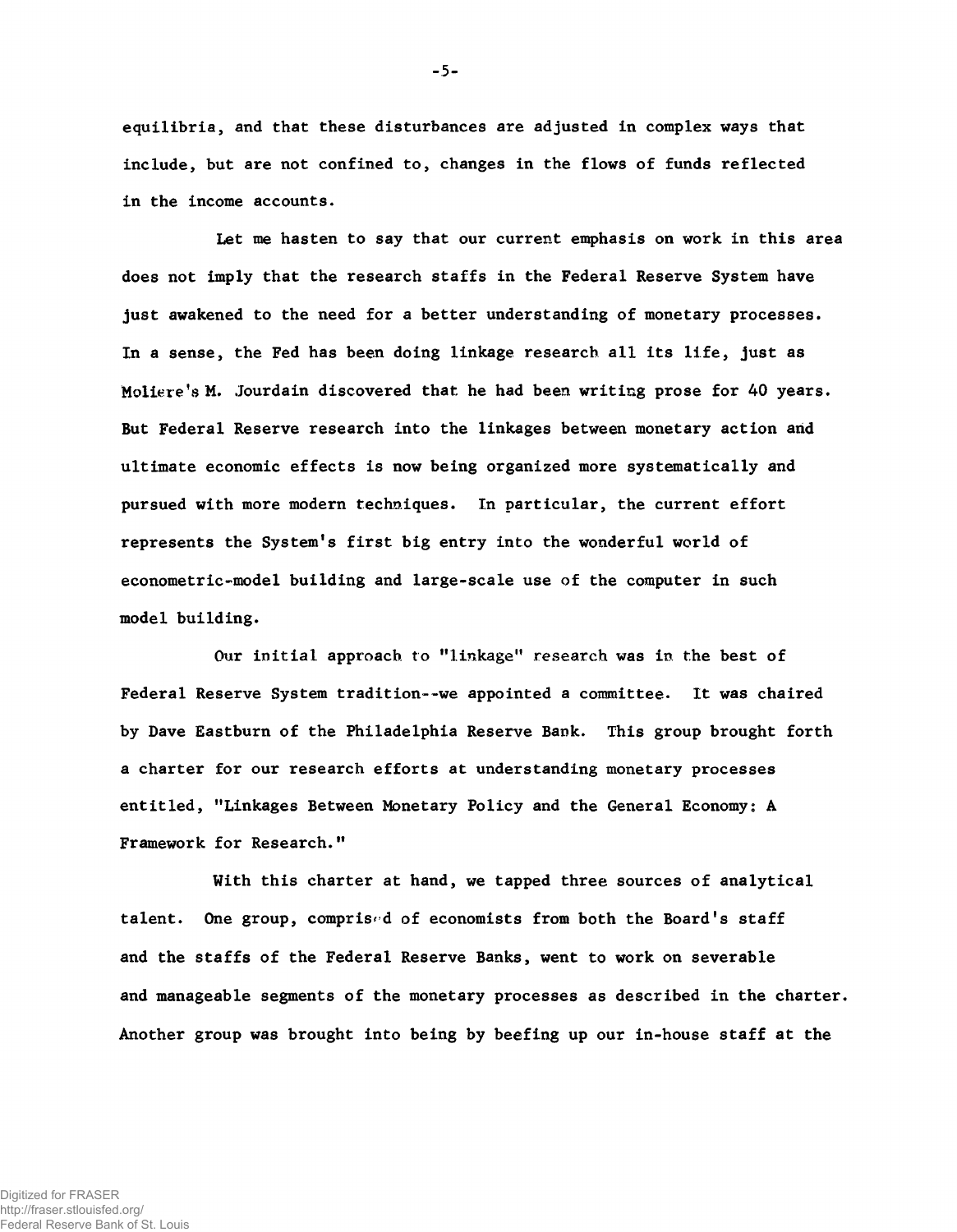equilibria, and that these disturbances are adjusted in complex ways that include, but are not confined to, changes in the flows of funds reflected in the income accounts.

Let me hasten to say that our current emphasis on work in this area does not imply that the research staffs in the Federal Reserve System have just awakened to the need for a better understanding of monetary processes. In a sense, the Fed has been doing linkage research all its life, just as Moliere's M. Jourdain discovered that he had been writing prose for 40 years. But Federal Reserve research into the linkages between monetary action and ultimate economic effects is now being organized more systematically and pursued with more modern techniques. In particular, the current effort represents the System's first big entry into the wonderful world of econometric-model building and large-scale use of the computer in such model building.

Our initial approach to "linkage" research was in the best of Federal Reserve System tradition--we appointed a committee. It was chaired by Dave Eastburn of the Philadelphia Reserve Bank. This group brought forth a charter for our research efforts at understanding monetary processes entitled, "Linkages Between Monetary Policy and the General Economy: A Framework for Research."

With this charter at hand, we tapped three sources of analytical talent. One group, comprised of economists from both the Board's staff and the staffs of the Federal Reserve Banks, went to work on severable and manageable segments of the monetary processes as described in the charter. Another group was brought into being by beefing up our in-house staff at the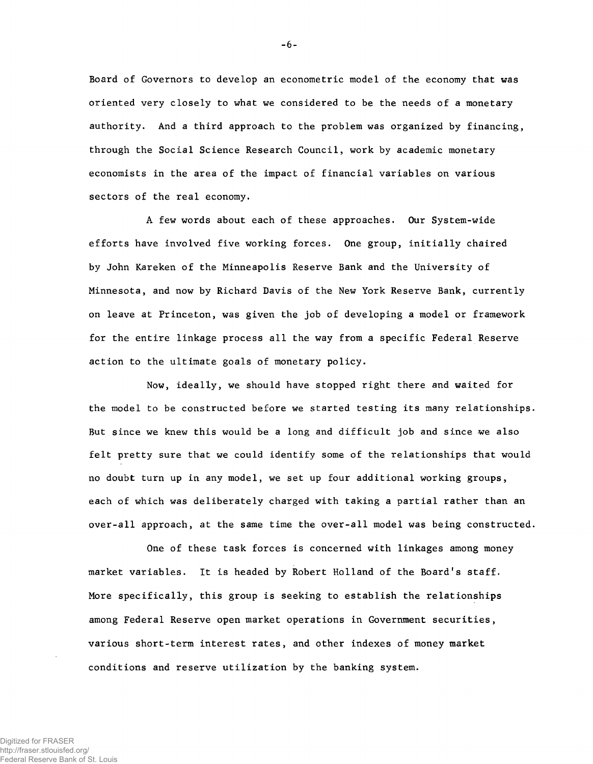Board of Governors to develop an econometric model of the economy that was oriented very closely to what we considered to be the needs of a monetary authority. And a third approach to the problem was organized by financing, through the Social Science Research Council, work by academic monetary economists in the area of the impact of financial variables on various sectors of the real economy.

A few words about each of these approaches. Our System-wide efforts have involved five working forces. One group, initially chaired by John Kareken of the Minneapolis Reserve Bank and the University of Minnesota, and now by Richard Davis of the New York Reserve Bank, currently on leave at Princeton, was given the job of developing a model or framework for the entire linkage process all the way from a specific Federal Reserve action to the ultimate goals of monetary policy.

Now, ideally, we should have stopped right there and waited for the model to be constructed before we started testing its many relationships. But since we knew this would be a long and difficult job and since we also felt pretty sure that we could identify some of the relationships that would no doubt turn up in any model, we set up four additional working groups, each of which was deliberately charged with taking a partial rather than an over-all approach, at the same time the over-all model was being constructed.

One of these task forces is concerned with linkages among money market variables. It is headed by Robert Holland of the Board's staff. More specifically, this group is seeking to establish the relationships among Federal Reserve open market operations in Government securities, various short-term interest rates, and other indexes of money market conditions and reserve utilization by the banking system.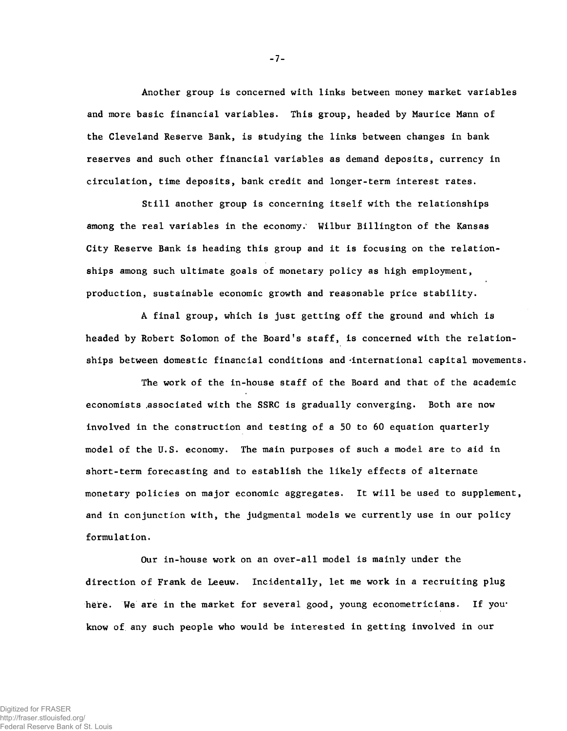Another group is concerned with links between money market variables and more basic financial variables. This group, headed by Maurice Mann of the Cleveland Reserve Bank, is studying the links between changes in bank reserves and such other financial variables as demand deposits, currency in circulation, time deposits, bank credit and longer-term interest rates.

Still another group is concerning itself with the relationships among the real variables in the economy. Wilbur Billington of the Kansas City Reserve Bank is heading this group and it is focusing on the relationships among such ultimate goals of monetary policy as high employment, production, sustainable economic growth and reasonable price stability.

A final group, which is just getting off the ground and which is headed by Robert Solomon of the Board's staff, is concerned with the relationships between domestic financial conditions and international capital movements.

The work of the in-house staff of the Board and that of the academic economists associated with the SSRC is gradually converging. Both are now involved in the construction and testing of a 50 to 60 equation quarterly model of the U.S. economy. The main purposes of such a model are to aid in short-term forecasting and to establish the likely effects of alternate monetary policies on major economic aggregates. It will be used to supplement, and in conjunction with, the judgmental models we currently use in our policy formulation.

Our in-house work on an over-all model is mainly under the direction of Frank de Leeuw. Incidentally, let me work in a recruiting plug here. We are in the market for several good, young econometricians. If you know of any such people who would be interested in getting involved in our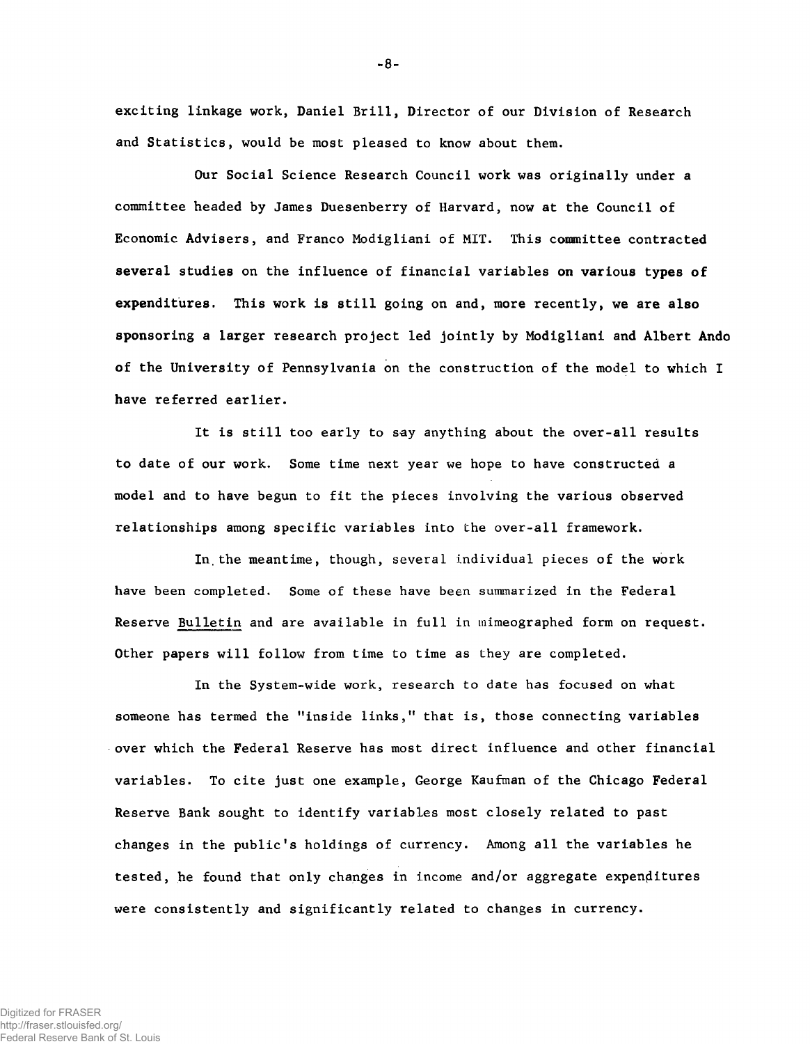exciting linkage work, Daniel Brill, Director of our Division of Research and Statistics, would be most pleased to know about them.

Our Social Science Research Council work was originally under a committee headed by James Duesenberry of Harvard, now at the Council of Economic Advisers, and Franco Modigliani of MIT. This committee contracted several studies on the influence of financial variables on various types of expenditures. This work is still going on and, more recently, we are also sponsoring a larger research project led jointly by Modigliani and Albert Ando of the University of Pennsylvania on the construction of the model to which I have referred earlier.

It is still too early to say anything about the over-all results to date of our work. Some time next year we hope to have constructed a model and to have begun to fit the pieces involving the various observed relationships among specific variables into the over-all framework.

In the meantime, though, several individual pieces of the work have been completed. Some of these have been summarized in the Federal Reserve Bulletin and are available in full in mimeographed form on request. Other papers will follow from time to time as they are completed.

In the System-wide work, research to date has focused on what someone has termed the "inside links," that is, those connecting variables over which the Federal Reserve has most direct influence and other financial variables. To cite just one example, George Kaufman of the Chicago Federal Reserve Bank sought to identify variables most closely related to past changes in the public's holdings of currency. Among all the variables he tested, he found that only changes in income and/or aggregate expenditures were consistently and significantly related to changes in currency.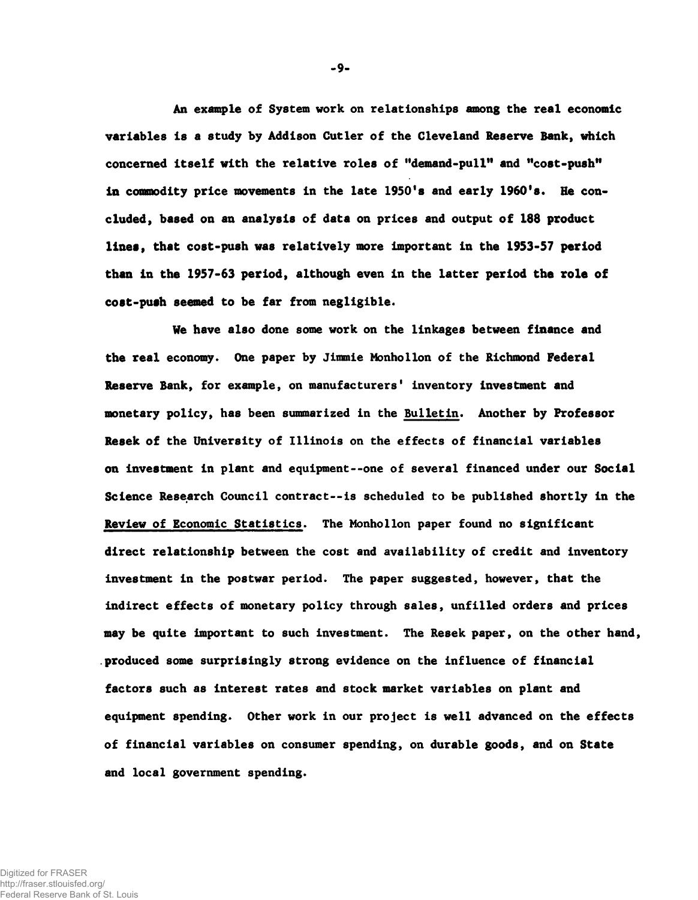An example of System work on relationships among the real economic variables is a study by Addison Cutler of the Cleveland Reserve Bank, which concerned itself with the relative roles of "demand-pull" and "cost-push" in commodity price movements in the late 1950's and early 1960's. He concluded, based on an analysis of data on prices and output of 188 product lines, that cost-push was relatively more important in the 1953-57 period than in the 1957-63 period, although even in the latter period the role of cost-push seemed to be far from negligible.

We have also done some work on the linkages between finance and the real economy. One paper by Jimmie Monhollon of the Richmond Federal Reserve Bank, for example, on manufacturers' inventory investment and monetary policy, has been summarized in the Bulletin. Another by Professor Resek of the University of Illinois on the effects of financial variables on investment in plant and equipment--one of several financed under our Social Science Research Council contract--is scheduled to be published shortly in the Review of Economic Statistics. The Monhollon paper found no significant direct relationship between the cost and availability of credit and inventory investment in the postwar period. The paper suggested, however, that the indirect effects of monetary policy through sales, unfilled orders and prices may be quite important to such investment. The Resek paper, on the other hand, produced some surprisingly strong evidence on the influence of financial factors such as interest rates and stock market variables on plant and equipment spending. Other work in our project is well advanced on the effects of financial variables on consumer spending, on durable goods, and on State and local government spending.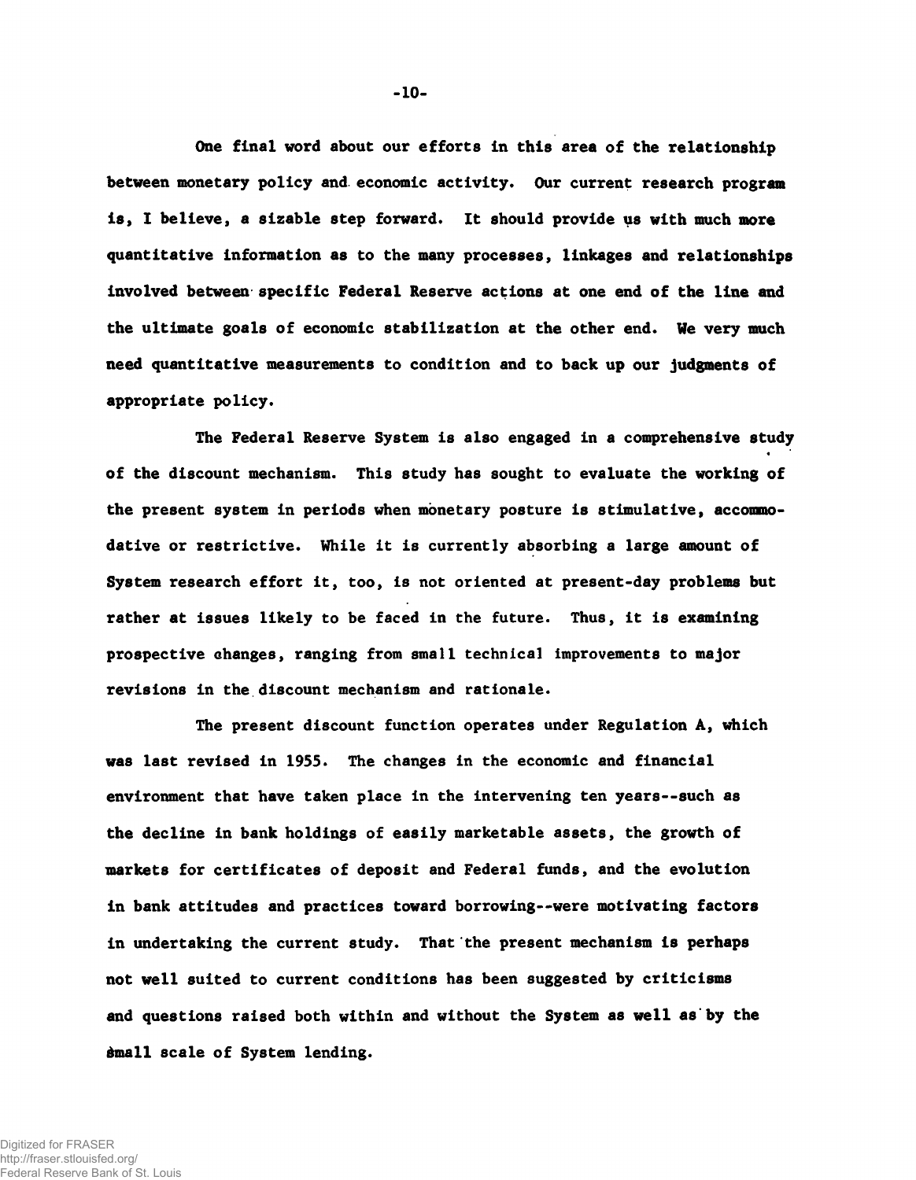One final word about our efforts in this area of the relationship between monetary policy and economic activity. Our current research program is, I believe, a sizable step forward. It should provide us with much more quantitative information as to the many processes, linkages and relationships involved between specific Federal Reserve actions at one end of the line and the ultimate goals of economic stabilization at the other end. We very much need quantitative measurements to condition and to back up our judgments of appropriate policy.

The Federal Reserve System is also engaged in a comprehensive study of the discount mechanism. This study has sought to evaluate the working of the present system in periods when monetary posture is stimulative, accommodative or restrictive. While it is currently absorbing a large amount of System research effort it, too, is not oriented at present-day problems but rather at issues likely to be faced in the future. Thus, it is examining prospective changes, ranging from small technical improvements to major revisions in the discount mechanism and rationale.

The present discount function operates under Regulation A, which was last revised in 1955. The changes in the economic and financial environment that have taken place in the intervening ten years--such as the decline in bank holdings of easily marketable assets, the growth of markets for certificates of deposit and Federal funds, and the evolution in bank attitudes and practices toward borrowing--were motivating factors in undertaking the current study. That the present mechanism is perhaps not well suited to current conditions has been suggested by criticisms and questions raised both within and without the System as well as by the small scale of System lending.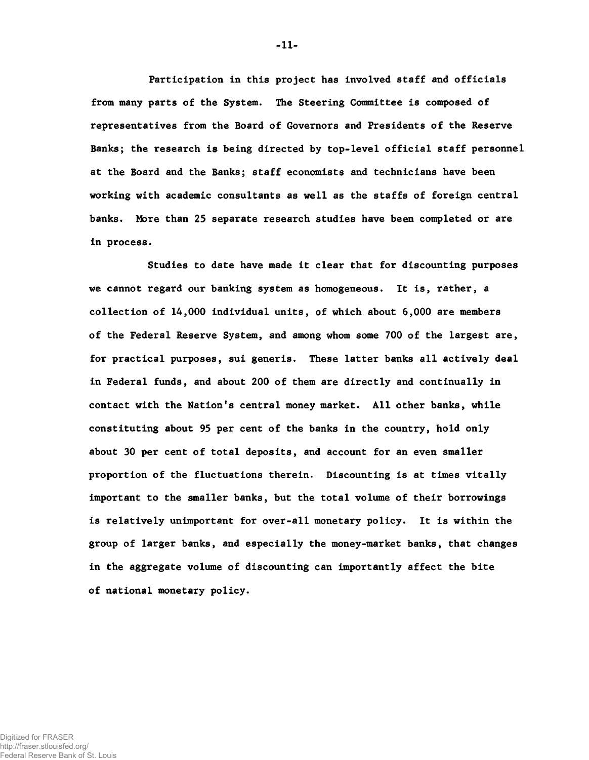Participation in this project has involved staff and officials from many parts of the System. The Steering Committee is composed of representatives from the Board of Governors and Presidents of the Reserve Banks; the research is being directed by top-level official staff personnel at the Board and the Banks; staff economists and technicians have been working with academic consultants as well as the staffs of foreign central banks. More than 25 separate research studies have been completed or are in process.

Studies to date have made it clear that for discounting purposes we cannot regard our banking system as homogeneous. It is, rather, a collection of 14,000 individual units, of which about 6,000 are members of the Federal Reserve System, and among whom some 700 of the largest are, for practical purposes, sui generis. These latter banks all actively deal in Federal funds, and about 200 of them are directly and continually in contact with the Nation's central money market. All other banks, while constituting about 95 per cent of the banks in the country, hold only about 30 per cent of total deposits, and account for an even smaller proportion of the fluctuations therein. Discounting is at times vitally important to the smaller banks, but the total volume of their borrowings is relatively unimportant for over-all monetary policy. It is within the group of larger banks, and especially the money-market banks, that changes in the aggregate volume of discounting can importantly affect the bite of national monetary policy.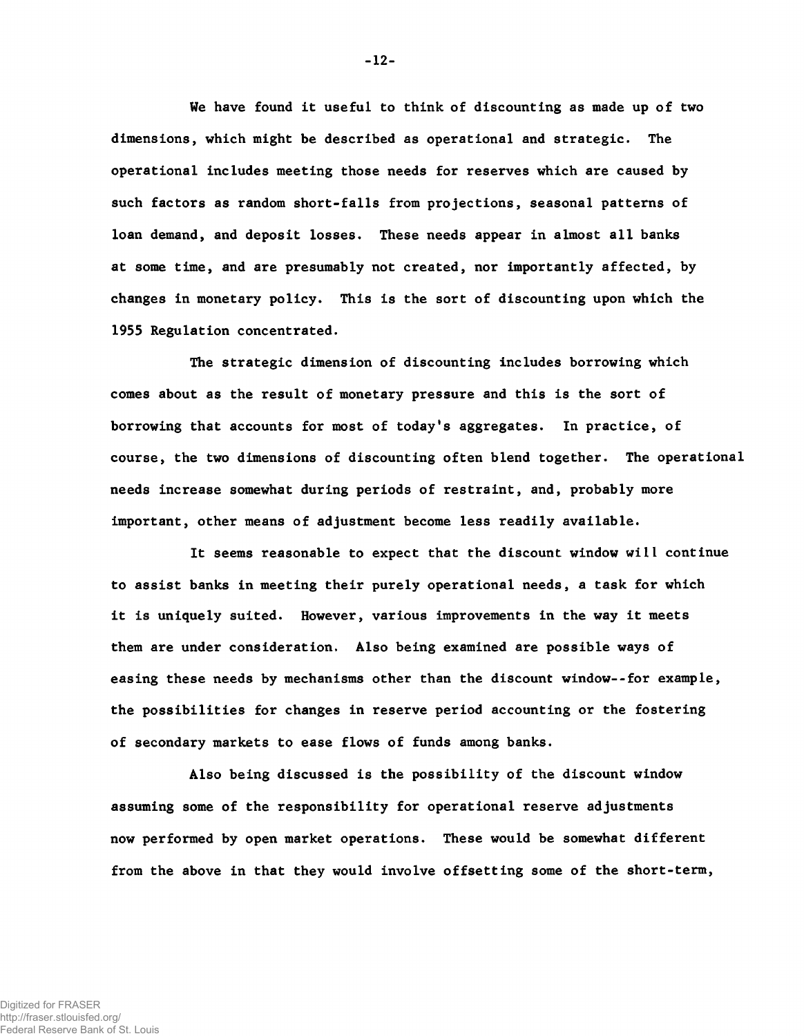We have found it useful to think of discounting as made up of two dimensions, which might be described as operational and strategic. The operational includes meeting those needs for reserves which are caused by such factors as random short-falls from projections, seasonal patterns of loan demand, and deposit losses. These needs appear in almost all banks at some time, and are presumably not created, nor importantly affected, by changes in monetary policy. This is the sort of discounting upon which the 1955 Regulation concentrated.

The strategic dimension of discounting includes borrowing which comes about as the result of monetary pressure and this is the sort of borrowing that accounts for most of today's aggregates. In practice, of course, the two dimensions of discounting often blend together. The operational needs increase somewhat during periods of restraint, and, probably more important, other means of adjustment become less readily available.

It seems reasonable to expect that the discount window will continue to assist banks in meeting their purely operational needs, a task for which it is uniquely suited. However, various improvements in the way it meets them are under consideration. Also being examined are possible ways of easing these needs by mechanisms other than the discount window--for example, the possibilities for changes in reserve period accounting or the fostering of secondary markets to ease flows of funds among banks.

Also being discussed is the possibility of the discount window assuming some of the responsibility for operational reserve adjustments now performed by open market operations. These would be somewhat different from the above in that they would involve offsetting some of the short-term,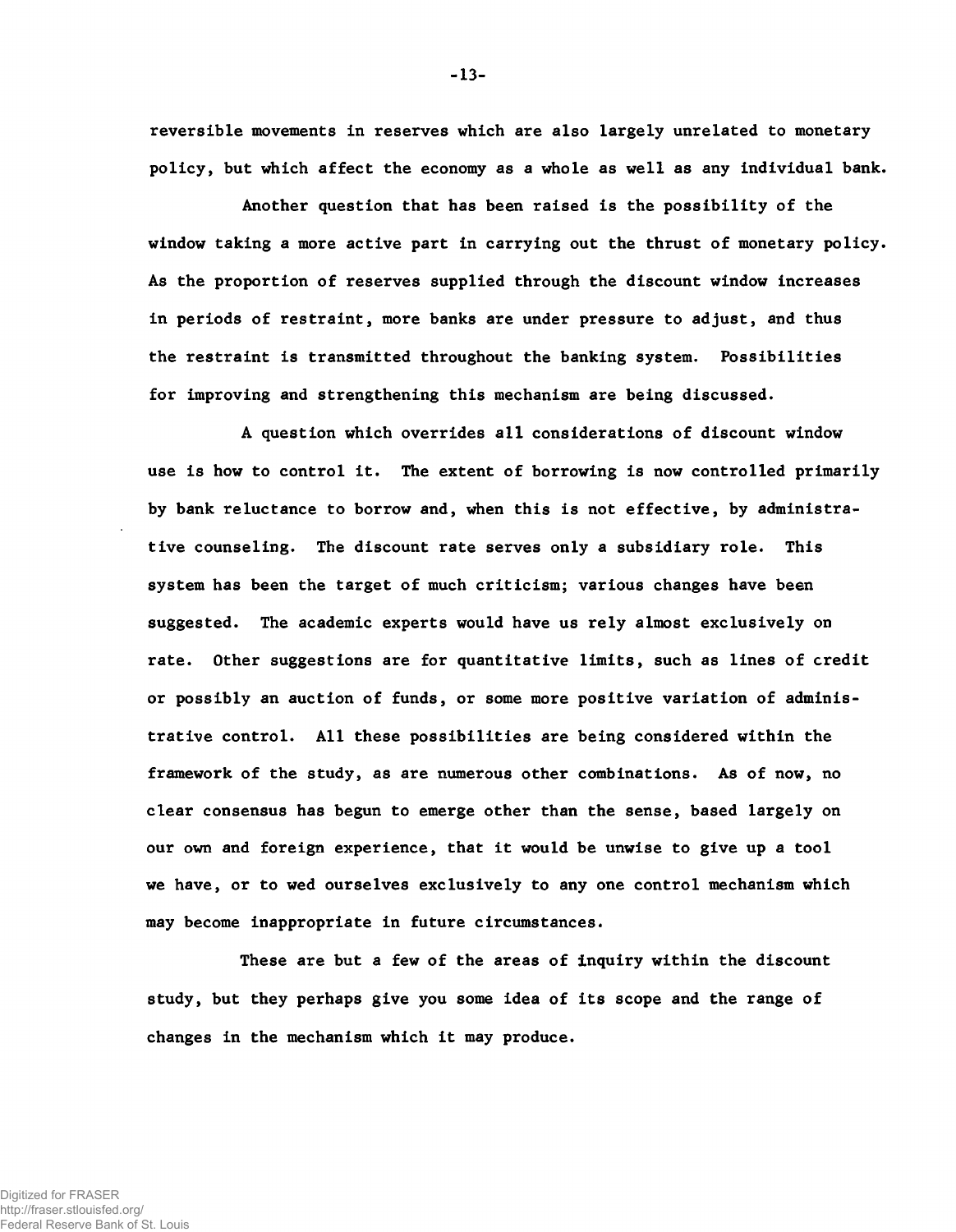reversible movements in reserves which are also largely unrelated to monetary policy, but which affect the economy as a whole as well as any individual bank.

Another question that has been raised is the possibility of the window taking a more active part in carrying out the thrust of monetary policy. As the proportion of reserves supplied through the discount window increases in periods of restraint, more banks are under pressure to adjust, and thus the restraint is transmitted throughout the banking system. Possibilities for improving and strengthening this mechanism are being discussed.

A question which overrides all considerations of discount window use is how to control it. The extent of borrowing is now controlled primarily by bank reluctance to borrow and, when this is not effective, by administrative counseling. The discount rate serves only a subsidiary role. This system has been the target of much criticism; various changes have been suggested. The academic experts would have us rely almost exclusively on rate. Other suggestions are for quantitative limits, such as lines of credit or possibly an auction of funds, or some more positive variation of administrative control. All these possibilities are being considered within the framework of the study, as are numerous other combinations. As of now, no clear consensus has begun to emerge other than the sense, based largely on our own and foreign experience, that it would be unwise to give up a tool we have, or to wed ourselves exclusively to any one control mechanism which may become inappropriate in future circumstances.

These are but a few of the areas of inquiry within the discount study, but they perhaps give you some idea of its scope and the range of changes in the mechanism which it may produce.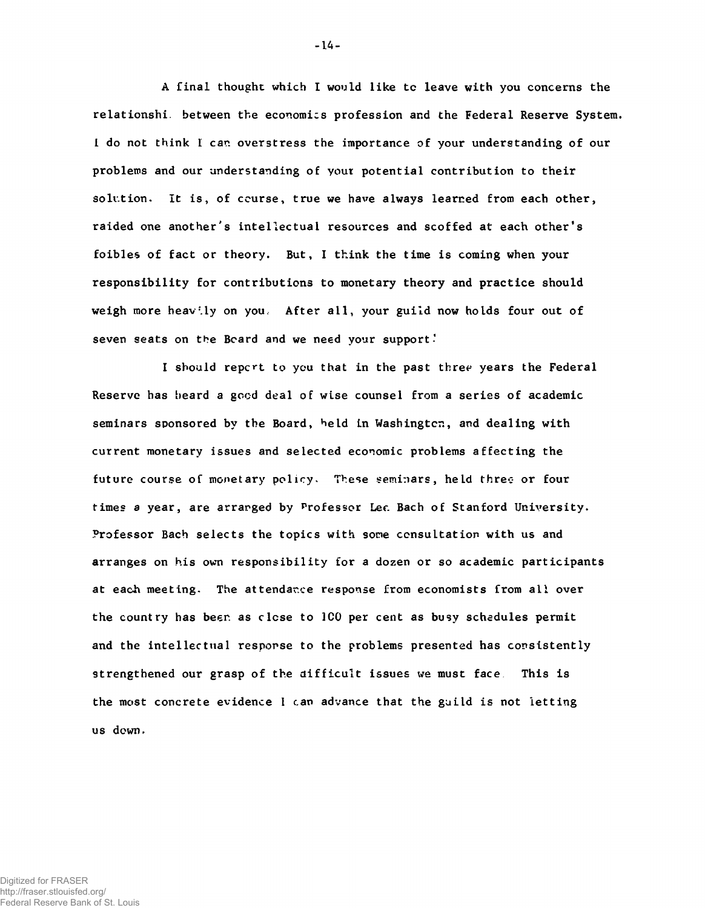A final thought which I would like to leave with you concerns the relationship between the economics profession and the Federal Reserve System. I do not think I can overstress the importance of your understanding of our problems and our understanding of your potential contribution to their solution. It is, of course, true we have always learned from each other, raided one another's intellectual resources and scoffed at each other's foibles of fact or theory. But, I think the time is coming when your responsibility for contributions to monetary theory and practice should weigh more heavily on you. After all, your guild now holds four out of seven seats on the Board and we need your support!

I should report to you that in the past three years the Federal Reserve has heard a good deal of wise counsel from a series of academic seminars sponsored by the Board, held in Washington, and dealing with current monetary issues and selected economic problems affecting the future course of monetary policy. These seminars, held three or four times a year, are arranged by Professor Lee Bach of Stanford University. Professor Bach selects the topics with some consultation with us and arranges on his own responsibility for a dozen or so academic participants at each meeting. The attendance response from economists from all over the country has been as close to 100 per cent as busy schedules permit and the intellectual response to the problems presented has consistently strengthened our grasp of the difficult issues we must face. This is the most concrete evidence I can advance that the guild is not letting us down.